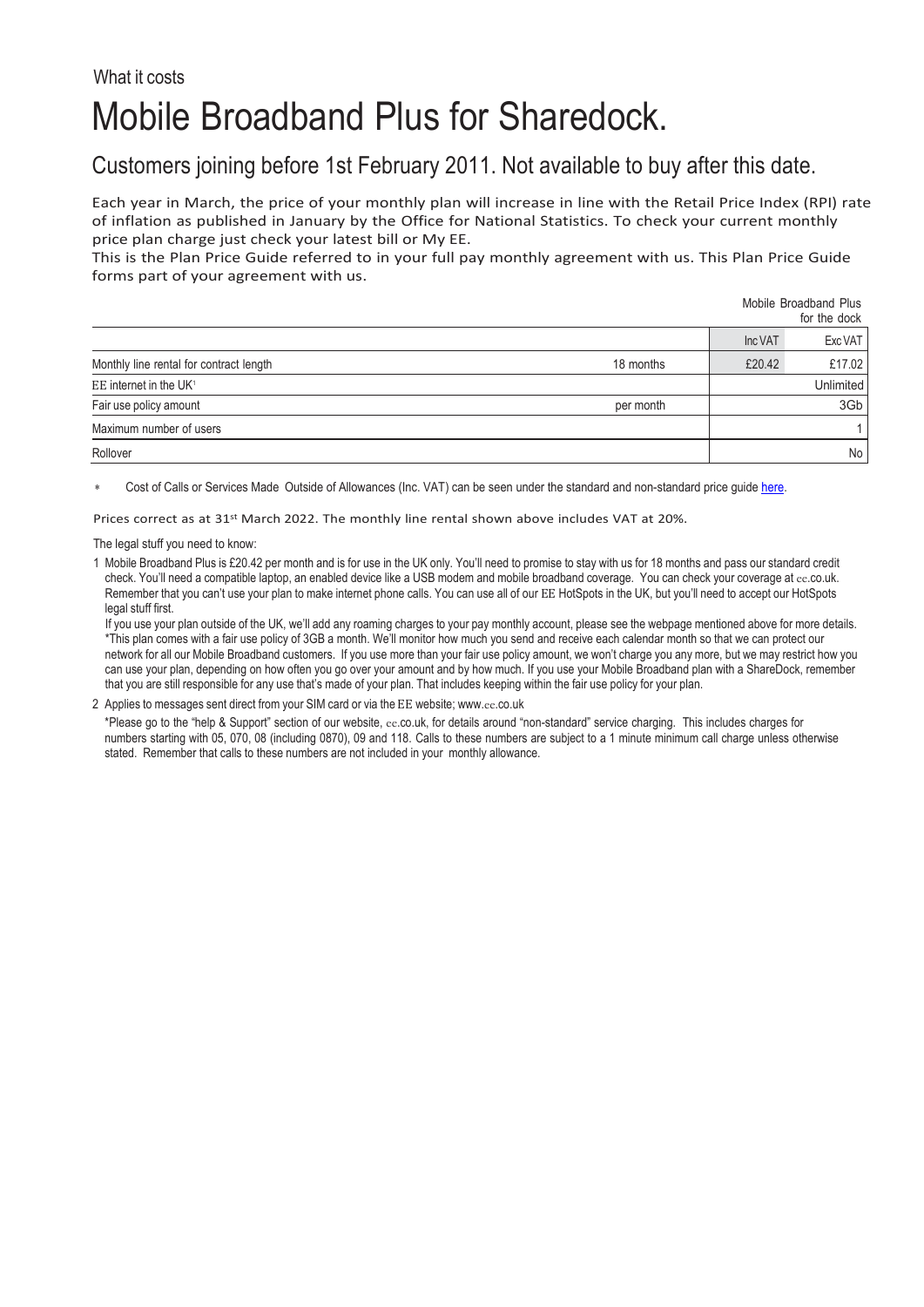What it costs

# Mobile Broadband Plus for Sharedock.

## Customers joining before 1st February 2011. Not available to buy after this date.

Each year in March, the price of your monthly plan will increase in line with the Retail Price Index (RPI) rate of inflation as published in January by the Office for National Statistics. To check your current monthly price plan charge just check your latest bill or My EE.
This is the Plan Price Guide referred to in your full pay monthly agreement with us. This Plan Price Guide forms part of your agreement with us.

| | | Mobile Broadband Plus for the dock | |
|---|---|---|---|
| | | Inc VAT | Exc VAT |
| Monthly line rental for contract length | 18 months | £20.42 | £17.02 |
| EE internet in the UK[1] | | | Unlimited |
| Fair use policy amount | per month | | 3Gb |
| Maximum number of users | | | 1 |
| Rollover | | | No |

* Cost of Calls or Services Made Outside of Allowances (Inc. VAT) can be seen under the standard and non-standard price guide here.

Prices correct as at 31st March 2022. The monthly line rental shown above includes VAT at 20%.

The legal stuff you need to know:

1 Mobile Broadband Plus is £20.42 per month and is for use in the UK only. You'll need to promise to stay with us for 18 months and pass our standard credit check. You'll need a compatible laptop, an enabled device like a USB modem and mobile broadband coverage. You can check your coverage at ee.co.uk. Remember that you can't use your plan to make internet phone calls. You can use all of our EE HotSpots in the UK, but you'll need to accept our HotSpots legal stuff first.
If you use your plan outside of the UK, we'll add any roaming charges to your pay monthly account, please see the webpage mentioned above for more details. *This plan comes with a fair use policy of 3GB a month. We'll monitor how much you send and receive each calendar month so that we can protect our network for all our Mobile Broadband customers. If you use more than your fair use policy amount, we won't charge you any more, but we may restrict how you can use your plan, depending on how often you go over your amount and by how much. If you use your Mobile Broadband plan with a ShareDock, remember that you are still responsible for any use that's made of your plan. That includes keeping within the fair use policy for your plan.

2 Applies to messages sent direct from your SIM card or via the EE website; www.ee.co.uk
*Please go to the "help & Support" section of our website, ee.co.uk, for details around "non-standard" service charging. This includes charges for numbers starting with 05, 070, 08 (including 0870), 09 and 118. Calls to these numbers are subject to a 1 minute minimum call charge unless otherwise stated. Remember that calls to these numbers are not included in your monthly allowance.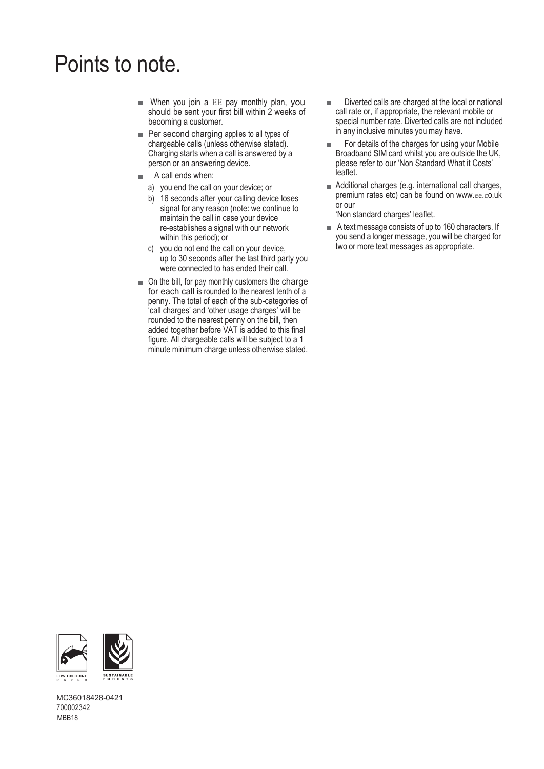# Points to note.

- When you join a EE pay monthly plan, you should be sent your first bill within 2 weeks of becoming a customer.
- Per second charging applies to all types of chargeable calls (unless otherwise stated). Charging starts when a call is answered by a person or an answering device.
- A call ends when:
  - a) you end the call on your device; or
  - b) 16 seconds after your calling device loses signal for any reason (note: we continue to maintain the call in case your device re-establishes a signal with our network within this period); or
  - c) you do not end the call on your device, up to 30 seconds after the last third party you were connected to has ended their call.
- On the bill, for pay monthly customers the charge for each call is rounded to the nearest tenth of a penny. The total of each of the sub-categories of 'call charges' and 'other usage charges' will be rounded to the nearest penny on the bill, then added together before VAT is added to this final figure. All chargeable calls will be subject to a 1 minute minimum charge unless otherwise stated.
- Diverted calls are charged at the local or national call rate or, if appropriate, the relevant mobile or special number rate. Diverted calls are not included in any inclusive minutes you may have.
- For details of the charges for using your Mobile Broadband SIM card whilst you are outside the UK, please refer to our 'Non Standard What it Costs' leaflet.
- Additional charges (e.g. international call charges, premium rates etc) can be found on www.ee.co.uk or our 'Non standard charges' leaflet.
- A text message consists of up to 160 characters. If you send a longer message, you will be charged for two or more text messages as appropriate.

LOW CHLORINE PAPER

SUSTAINABLE FORESTS

MC36018428-0421
700002342
MBB18